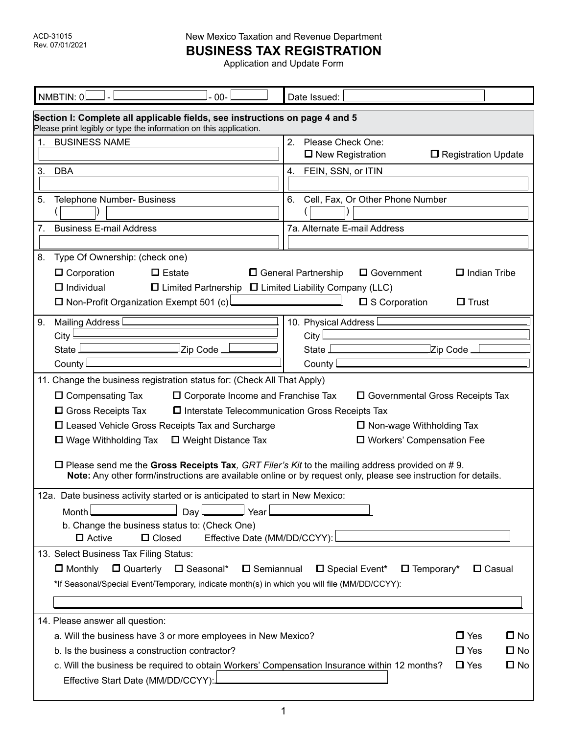ACD-31015
Rev. 07/01/2021

New Mexico Taxation and Revenue Department

# BUSINESS TAX REGISTRATION

Application and Update Form

NMBTIN: 0\_\_\_ - \_\_\_\_\_\_\_\_ - 00- \_\_\_\_\_ | Date Issued: \_\_\_\_\_\_\_\_

**Section I: Complete all applicable fields, see instructions on page 4 and 5**
Please print legibly or type the information on this application.

1. BUSINESS NAME

2. Please Check One:
   - ☐ New Registration
   - ☐ Registration Update

3. DBA

4. FEIN, SSN, or ITIN

5. Telephone Number- Business
   ( )

6. Cell, Fax, Or Other Phone Number
   ( )

7. Business E-mail Address

7a. Alternate E-mail Address

8. Type Of Ownership: (check one)
   - ☐ Corporation
   - ☐ Estate
   - ☐ General Partnership
   - ☐ Government
   - ☐ Indian Tribe
   - ☐ Individual
   - ☐ Limited Partnership
   - ☐ Limited Liability Company (LLC)
   - ☐ Non-Profit Organization Exempt 501 (c) \_\_\_\_\_\_
   - ☐ S Corporation
   - ☐ Trust

9. Mailing Address \_\_\_\_\_\_
   City \_\_\_\_\_\_
   State \_\_\_\_\_\_ Zip Code \_\_\_\_\_\_
   County \_\_\_\_\_\_

10. Physical Address \_\_\_\_\_\_
    City \_\_\_\_\_\_
    State \_\_\_\_\_\_ Zip Code \_\_\_\_\_\_
    County \_\_\_\_\_\_

11. Change the business registration status for: (Check All That Apply)
    - ☐ Compensating Tax
    - ☐ Corporate Income and Franchise Tax
    - ☐ Governmental Gross Receipts Tax
    - ☐ Gross Receipts Tax
    - ☐ Interstate Telecommunication Gross Receipts Tax
    - ☐ Leased Vehicle Gross Receipts Tax and Surcharge
    - ☐ Non-wage Withholding Tax
    - ☐ Wage Withholding Tax
    - ☐ Weight Distance Tax
    - ☐ Workers' Compensation Fee

    ☐ Please send me the **Gross Receipts Tax**, *GRT Filer's Kit* to the mailing address provided on # 9.
    **Note:** Any other form/instructions are available online or by request only, please see instruction for details.

12a. Date business activity started or is anticipated to start in New Mexico:
   Month \_\_\_\_\_\_ Day \_\_\_\_ Year \_\_\_\_\_\_

   b. Change the business status to: (Check One)
   ☐ Active ☐ Closed Effective Date (MM/DD/CCYY): \_\_\_\_\_\_

13. Select Business Tax Filing Status:
    ☐ Monthly ☐ Quarterly ☐ Seasonal* ☐ Semiannual ☐ Special Event* ☐ Temporary* ☐ Casual

    *If Seasonal/Special Event/Temporary, indicate month(s) in which you will file (MM/DD/CCYY):

    \_\_\_\_\_\_

14. Please answer all question:

| Question | | |
|---|---|---|
| a. Will the business have 3 or more employees in New Mexico? | ☐ Yes | ☐ No |
| b. Is the business a construction contractor? | ☐ Yes | ☐ No |
| c. Will the business be required to obtain Workers' Compensation Insurance within 12 months? | ☐ Yes | ☐ No |

Effective Start Date (MM/DD/CCYY): \_\_\_\_\_\_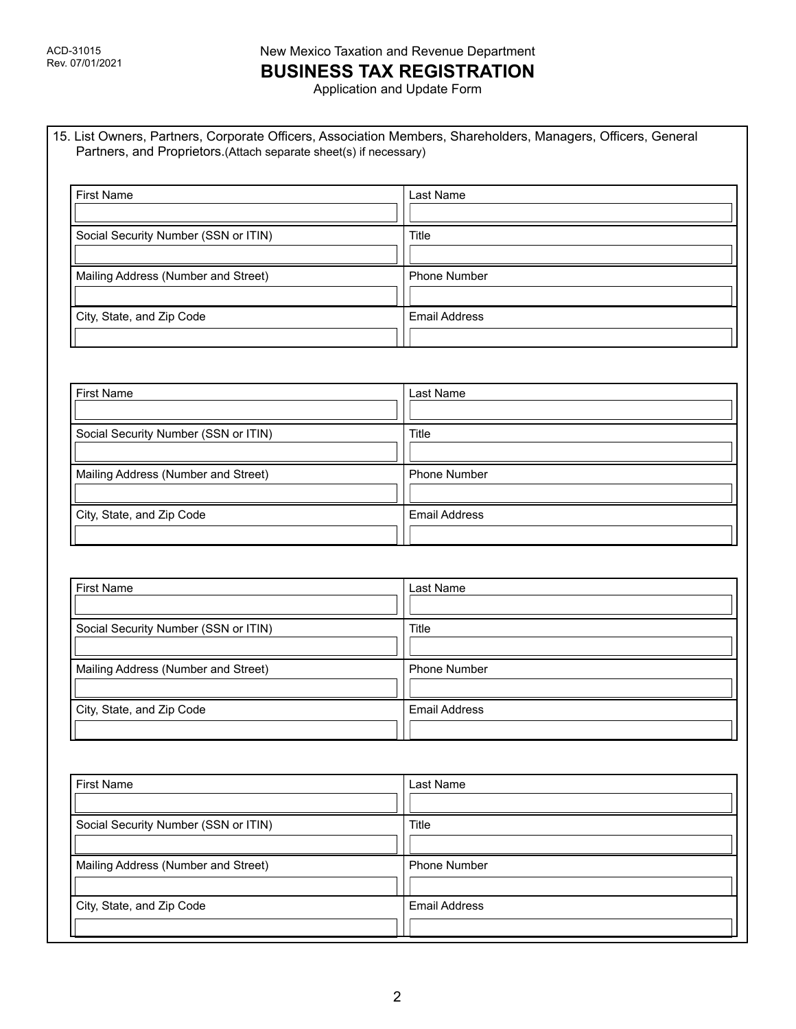ACD-31015
Rev. 07/01/2021

New Mexico Taxation and Revenue Department

# BUSINESS TAX REGISTRATION

Application and Update Form

15. List Owners, Partners, Corporate Officers, Association Members, Shareholders, Managers, Officers, General Partners, and Proprietors.(Attach separate sheet(s) if necessary)

| First Name | Last Name |
|---|---|
| | |
| **Social Security Number (SSN or ITIN)** | **Title** |
| | |
| **Mailing Address (Number and Street)** | **Phone Number** |
| | |
| **City, State, and Zip Code** | **Email Address** |
| | |

| First Name | Last Name |
|---|---|
| | |
| **Social Security Number (SSN or ITIN)** | **Title** |
| | |
| **Mailing Address (Number and Street)** | **Phone Number** |
| | |
| **City, State, and Zip Code** | **Email Address** |
| | |

| First Name | Last Name |
|---|---|
| | |
| **Social Security Number (SSN or ITIN)** | **Title** |
| | |
| **Mailing Address (Number and Street)** | **Phone Number** |
| | |
| **City, State, and Zip Code** | **Email Address** |
| | |

| First Name | Last Name |
|---|---|
| | |
| **Social Security Number (SSN or ITIN)** | **Title** |
| | |
| **Mailing Address (Number and Street)** | **Phone Number** |
| | |
| **City, State, and Zip Code** | **Email Address** |
| | |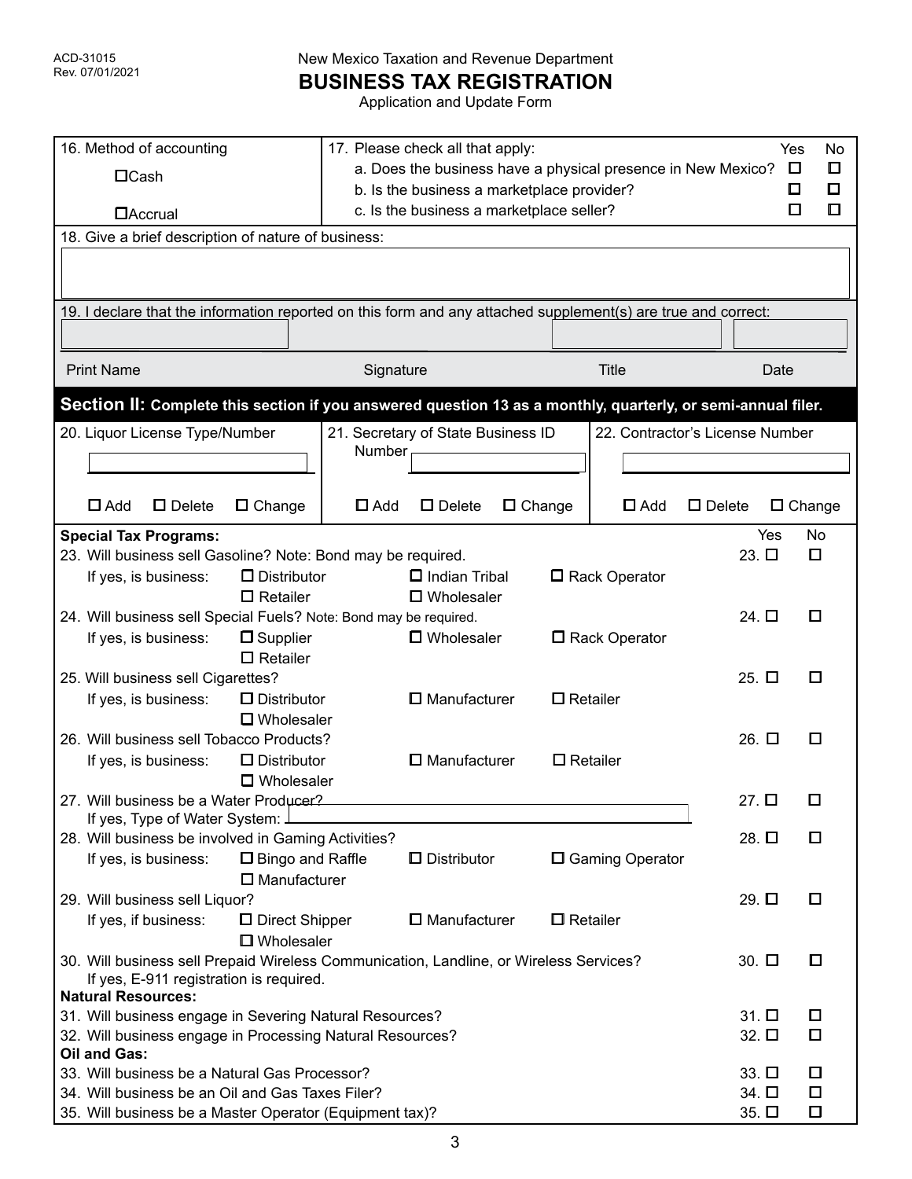New Mexico Taxation and Revenue Department

# BUSINESS TAX REGISTRATION

Application and Update Form

ACD-31015
Rev. 07/01/2021

| 16. Method of accounting | 17. Please check all that apply: | Yes | No |
|---|---|---|---|
| ☐ Cash | a. Does the business have a physical presence in New Mexico? | ☐ | ☐ |
| ☐ Accrual | b. Is the business a marketplace provider? | ☐ | ☐ |
| | c. Is the business a marketplace seller? | ☐ | ☐ |

18. Give a brief description of nature of business:

19. I declare that the information reported on this form and any attached supplement(s) are true and correct:

| Print Name | Signature | Title | Date |
|---|---|---|---|
| | | | |

## Section II: Complete this section if you answered question 13 as a monthly, quarterly, or semi-annual filer.

| 20. Liquor License Type/Number | 21. Secretary of State Business ID Number | 22. Contractor's License Number |
|---|---|---|
| | | |
| ☐ Add ☐ Delete ☐ Change | ☐ Add ☐ Delete ☐ Change | ☐ Add ☐ Delete ☐ Change |

**Special Tax Programs:**

| | Yes | No |
|---|---|---|
| 23. Will business sell Gasoline? Note: Bond may be required. | 23. ☐ | ☐ |
| If yes, is business: ☐ Distributor ☐ Indian Tribal ☐ Rack Operator ☐ Retailer ☐ Wholesaler | | |
| 24. Will business sell Special Fuels? Note: Bond may be required. | 24. ☐ | ☐ |
| If yes, is business: ☐ Supplier ☐ Wholesaler ☐ Rack Operator ☐ Retailer | | |
| 25. Will business sell Cigarettes? | 25. ☐ | ☐ |
| If yes, is business: ☐ Distributor ☐ Manufacturer ☐ Retailer ☐ Wholesaler | | |
| 26. Will business sell Tobacco Products? | 26. ☐ | ☐ |
| If yes, is business: ☐ Distributor ☐ Manufacturer ☐ Retailer ☐ Wholesaler | | |
| 27. Will business be a Water Producer? If yes, Type of Water System: | 27. ☐ | ☐ |
| 28. Will business be involved in Gaming Activities? | 28. ☐ | ☐ |
| If yes, is business: ☐ Bingo and Raffle ☐ Distributor ☐ Gaming Operator ☐ Manufacturer | | |
| 29. Will business sell Liquor? | 29. ☐ | ☐ |
| If yes, if business: ☐ Direct Shipper ☐ Manufacturer ☐ Retailer ☐ Wholesaler | | |
| 30. Will business sell Prepaid Wireless Communication, Landline, or Wireless Services? If yes, E-911 registration is required. | 30. ☐ | ☐ |

**Natural Resources:**

| | Yes | No |
|---|---|---|
| 31. Will business engage in Severing Natural Resources? | 31. ☐ | ☐ |
| 32. Will business engage in Processing Natural Resources? | 32. ☐ | ☐ |

**Oil and Gas:**

| | Yes | No |
|---|---|---|
| 33. Will business be a Natural Gas Processor? | 33. ☐ | ☐ |
| 34. Will business be an Oil and Gas Taxes Filer? | 34. ☐ | ☐ |
| 35. Will business be a Master Operator (Equipment tax)? | 35. ☐ | ☐ |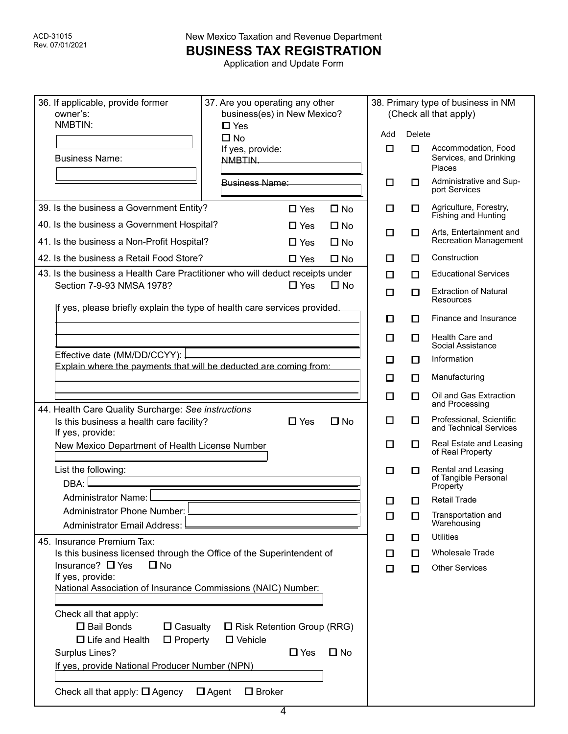ACD-31015
Rev. 07/01/2021

New Mexico Taxation and Revenue Department

# BUSINESS TAX REGISTRATION

Application and Update Form

36. If applicable, provide former owner's:
    NMBTIN: ____________________
    Business Name: ____________________

37. Are you operating any other business(es) in New Mexico?
    ☐ Yes
    ☐ No
    If yes, provide:
    NMBTIN. ____________________
    Business Name: ____________________

38. Primary type of business in NM (Check all that apply)

| Add | Delete | |
|---|---|---|
| ☐ | ☐ | Accommodation, Food Services, and Drinking Places |
| ☐ | ☐ | Administrative and Support Services |
| ☐ | ☐ | Agriculture, Forestry, Fishing and Hunting |
| ☐ | ☐ | Arts, Entertainment and Recreation Management |
| ☐ | ☐ | Construction |
| ☐ | ☐ | Educational Services |
| ☐ | ☐ | Extraction of Natural Resources |
| ☐ | ☐ | Finance and Insurance |
| ☐ | ☐ | Health Care and Social Assistance |
| ☐ | ☐ | Information |
| ☐ | ☐ | Manufacturing |
| ☐ | ☐ | Oil and Gas Extraction and Processing |
| ☐ | ☐ | Professional, Scientific and Technical Services |
| ☐ | ☐ | Real Estate and Leasing of Real Property |
| ☐ | ☐ | Rental and Leasing of Tangible Personal Property |
| ☐ | ☐ | Retail Trade |
| ☐ | ☐ | Transportation and Warehousing |
| ☐ | ☐ | Utilities |
| ☐ | ☐ | Wholesale Trade |
| ☐ | ☐ | Other Services |

39. Is the business a Government Entity? ☐ Yes ☐ No

40. Is the business a Government Hospital? ☐ Yes ☐ No

41. Is the business a Non-Profit Hospital? ☐ Yes ☐ No

42. Is the business a Retail Food Store? ☐ Yes ☐ No

43. Is the business a Health Care Practitioner who will deduct receipts under Section 7-9-93 NMSA 1978? ☐ Yes ☐ No

    If yes, please briefly explain the type of health care services provided.
    ____________________
    ____________________

    Effective date (MM/DD/CCYY): ____________________

    Explain where the payments that will be deducted are coming from:
    ____________________
    ____________________

44. Health Care Quality Surcharge: *See instructions*

    Is this business a health care facility? ☐ Yes ☐ No
    If yes, provide:
    New Mexico Department of Health License Number
    ____________________

    List the following:
    DBA: ____________________
    Administrator Name: ____________________
    Administrator Phone Number: ____________________
    Administrator Email Address: ____________________

45. Insurance Premium Tax:

    Is this business licensed through the Office of the Superintendent of Insurance? ☐ Yes ☐ No
    If yes, provide:
    National Association of Insurance Commissions (NAIC) Number:
    ____________________

    Check all that apply:
    ☐ Bail Bonds ☐ Casualty ☐ Risk Retention Group (RRG)
    ☐ Life and Health ☐ Property ☐ Vehicle

    Surplus Lines? ☐ Yes ☐ No
    If yes, provide National Producer Number (NPN)
    ____________________

    Check all that apply: ☐ Agency ☐ Agent ☐ Broker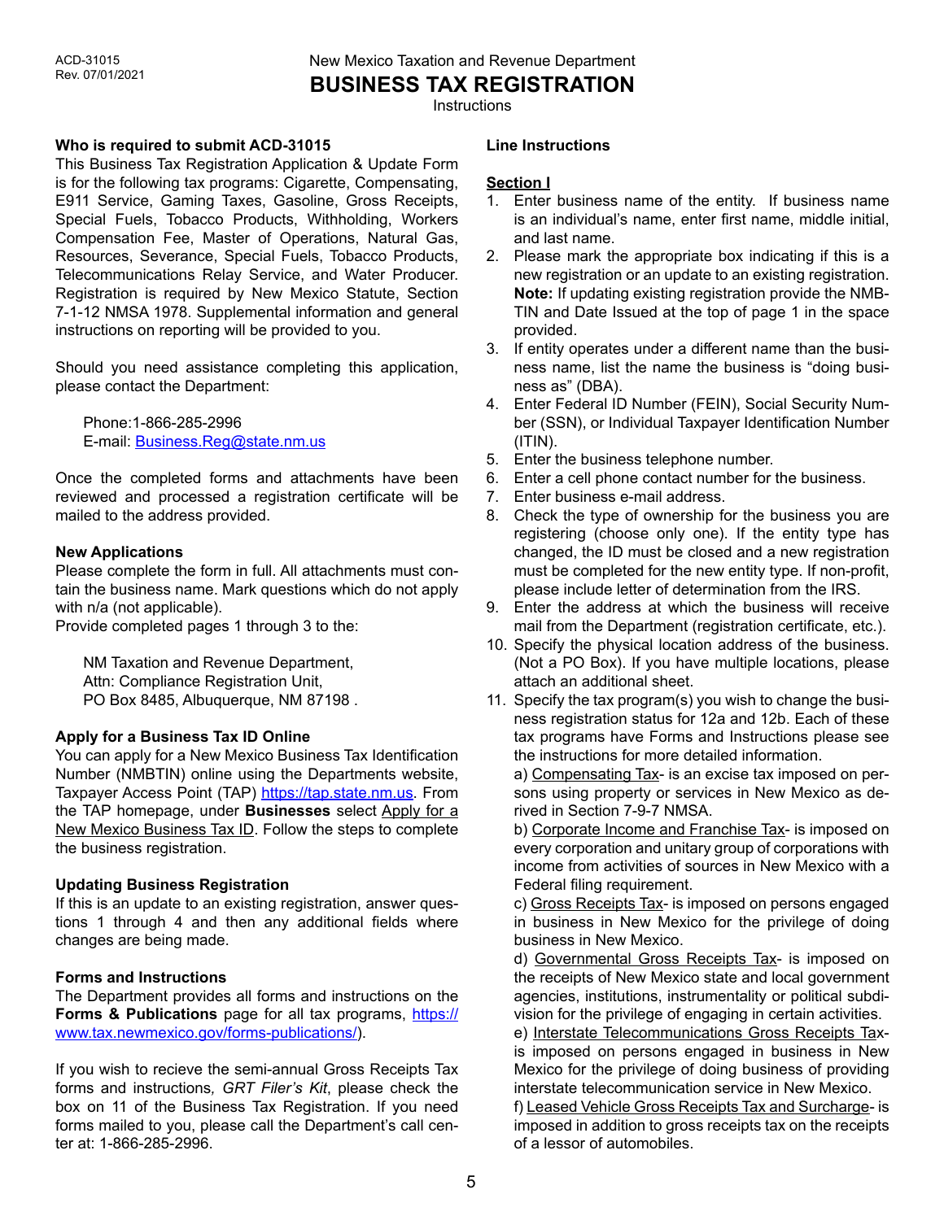ACD-31015
Rev. 07/01/2021

New Mexico Taxation and Revenue Department

# BUSINESS TAX REGISTRATION

Instructions

### Who is required to submit ACD-31015

This Business Tax Registration Application & Update Form is for the following tax programs: Cigarette, Compensating, E911 Service, Gaming Taxes, Gasoline, Gross Receipts, Special Fuels, Tobacco Products, Withholding, Workers Compensation Fee, Master of Operations, Natural Gas, Resources, Severance, Special Fuels, Tobacco Products, Telecommunications Relay Service, and Water Producer. Registration is required by New Mexico Statute, Section 7-1-12 NMSA 1978. Supplemental information and general instructions on reporting will be provided to you.

Should you need assistance completing this application, please contact the Department:

Phone:1-866-285-2996
E-mail: Business.Reg@state.nm.us

Once the completed forms and attachments have been reviewed and processed a registration certificate will be mailed to the address provided.

### New Applications

Please complete the form in full. All attachments must contain the business name. Mark questions which do not apply with n/a (not applicable).
Provide completed pages 1 through 3 to the:

NM Taxation and Revenue Department,
Attn: Compliance Registration Unit,
PO Box 8485, Albuquerque, NM 87198 .

### Apply for a Business Tax ID Online

You can apply for a New Mexico Business Tax Identification Number (NMBTIN) online using the Departments website, Taxpayer Access Point (TAP) https://tap.state.nm.us. From the TAP homepage, under **Businesses** select Apply for a New Mexico Business Tax ID. Follow the steps to complete the business registration.

### Updating Business Registration

If this is an update to an existing registration, answer questions 1 through 4 and then any additional fields where changes are being made.

### Forms and Instructions

The Department provides all forms and instructions on the **Forms & Publications** page for all tax programs, https://www.tax.newmexico.gov/forms-publications/).

If you wish to recieve the semi-annual Gross Receipts Tax forms and instructions, *GRT Filer's Kit*, please check the box on 11 of the Business Tax Registration. If you need forms mailed to you, please call the Department's call center at: 1-866-285-2996.

### Line Instructions

**Section I**

1. Enter business name of the entity. If business name is an individual's name, enter first name, middle initial, and last name.
2. Please mark the appropriate box indicating if this is a new registration or an update to an existing registration. **Note:** If updating existing registration provide the NMBTIN and Date Issued at the top of page 1 in the space provided.
3. If entity operates under a different name than the business name, list the name the business is "doing business as" (DBA).
4. Enter Federal ID Number (FEIN), Social Security Number (SSN), or Individual Taxpayer Identification Number (ITIN).
5. Enter the business telephone number.
6. Enter a cell phone contact number for the business.
7. Enter business e-mail address.
8. Check the type of ownership for the business you are registering (choose only one). If the entity type has changed, the ID must be closed and a new registration must be completed for the new entity type. If non-profit, please include letter of determination from the IRS.
9. Enter the address at which the business will receive mail from the Department (registration certificate, etc.).
10. Specify the physical location address of the business. (Not a PO Box). If you have multiple locations, please attach an additional sheet.
11. Specify the tax program(s) you wish to change the business registration status for 12a and 12b. Each of these tax programs have Forms and Instructions please see the instructions for more detailed information.

    a) Compensating Tax- is an excise tax imposed on persons using property or services in New Mexico as derived in Section 7-9-7 NMSA.

    b) Corporate Income and Franchise Tax- is imposed on every corporation and unitary group of corporations with income from activities of sources in New Mexico with a Federal filing requirement.

    c) Gross Receipts Tax- is imposed on persons engaged in business in New Mexico for the privilege of doing business in New Mexico.

    d) Governmental Gross Receipts Tax- is imposed on the receipts of New Mexico state and local government agencies, institutions, instrumentality or political subdivision for the privilege of engaging in certain activities.

    e) Interstate Telecommunications Gross Receipts Tax- is imposed on persons engaged in business in New Mexico for the privilege of doing business of providing interstate telecommunication service in New Mexico.

    f) Leased Vehicle Gross Receipts Tax and Surcharge- is imposed in addition to gross receipts tax on the receipts of a lessor of automobiles.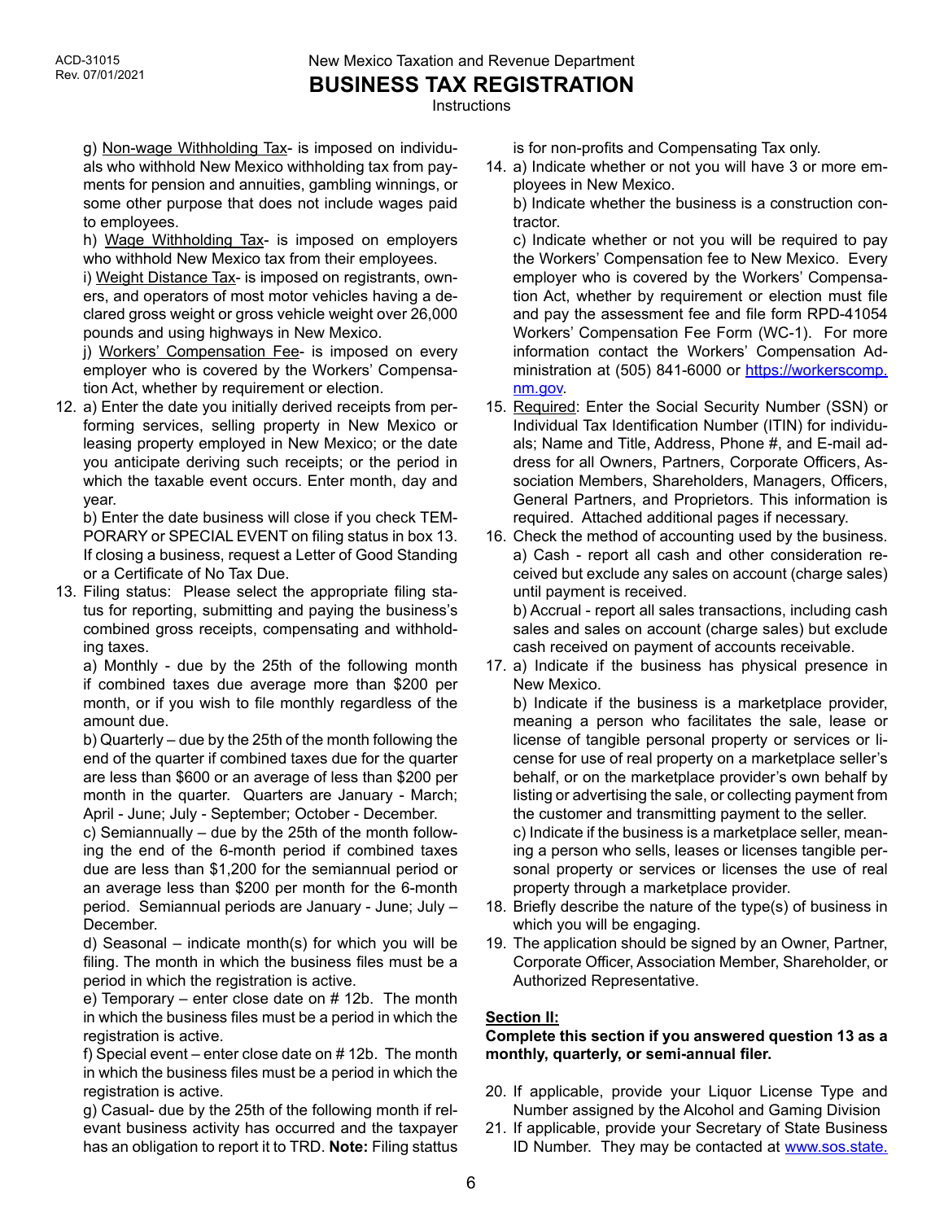g) Non-wage Withholding Tax- is imposed on individuals who withhold New Mexico withholding tax from payments for pension and annuities, gambling winnings, or some other purpose that does not include wages paid to employees.

h) Wage Withholding Tax- is imposed on employers who withhold New Mexico tax from their employees.

i) Weight Distance Tax- is imposed on registrants, owners, and operators of most motor vehicles having a declared gross weight or gross vehicle weight over 26,000 pounds and using highways in New Mexico.

j) Workers' Compensation Fee- is imposed on every employer who is covered by the Workers' Compensation Act, whether by requirement or election.

12. a) Enter the date you initially derived receipts from performing services, selling property in New Mexico or leasing property employed in New Mexico; or the date you anticipate deriving such receipts; or the period in which the taxable event occurs. Enter month, day and year.

    b) Enter the date business will close if you check TEMPORARY or SPECIAL EVENT on filing status in box 13. If closing a business, request a Letter of Good Standing or a Certificate of No Tax Due.

13. Filing status: Please select the appropriate filing status for reporting, submitting and paying the business's combined gross receipts, compensating and withholding taxes.

    a) Monthly - due by the 25th of the following month if combined taxes due average more than $200 per month, or if you wish to file monthly regardless of the amount due.

    b) Quarterly – due by the 25th of the month following the end of the quarter if combined taxes due for the quarter are less than $600 or an average of less than $200 per month in the quarter. Quarters are January - March; April - June; July - September; October - December.

    c) Semiannually – due by the 25th of the month following the end of the 6-month period if combined taxes due are less than $1,200 for the semiannual period or an average less than $200 per month for the 6-month period. Semiannual periods are January - June; July – December.

    d) Seasonal – indicate month(s) for which you will be filing. The month in which the business files must be a period in which the registration is active.

    e) Temporary – enter close date on # 12b. The month in which the business files must be a period in which the registration is active.

    f) Special event – enter close date on # 12b. The month in which the business files must be a period in which the registration is active.

    g) Casual- due by the 25th of the following month if relevant business activity has occurred and the taxpayer has an obligation to report it to TRD. **Note:** Filing stattus is for non-profits and Compensating Tax only.

14. a) Indicate whether or not you will have 3 or more employees in New Mexico.

    b) Indicate whether the business is a construction contractor.

    c) Indicate whether or not you will be required to pay the Workers' Compensation fee to New Mexico. Every employer who is covered by the Workers' Compensation Act, whether by requirement or election must file and pay the assessment fee and file form RPD-41054 Workers' Compensation Fee Form (WC-1). For more information contact the Workers' Compensation Administration at (505) 841-6000 or https://workerscomp.nm.gov.

15. Required: Enter the Social Security Number (SSN) or Individual Tax Identification Number (ITIN) for individuals; Name and Title, Address, Phone #, and E-mail address for all Owners, Partners, Corporate Officers, Association Members, Shareholders, Managers, Officers, General Partners, and Proprietors. This information is required. Attached additional pages if necessary.

16. Check the method of accounting used by the business.

    a) Cash - report all cash and other consideration received but exclude any sales on account (charge sales) until payment is received.

    b) Accrual - report all sales transactions, including cash sales and sales on account (charge sales) but exclude cash received on payment of accounts receivable.

17. a) Indicate if the business has physical presence in New Mexico.

    b) Indicate if the business is a marketplace provider, meaning a person who facilitates the sale, lease or license of tangible personal property or services or license for use of real property on a marketplace seller's behalf, or on the marketplace provider's own behalf by listing or advertising the sale, or collecting payment from the customer and transmitting payment to the seller.

    c) Indicate if the business is a marketplace seller, meaning a person who sells, leases or licenses tangible personal property or services or licenses the use of real property through a marketplace provider.

18. Briefly describe the nature of the type(s) of business in which you will be engaging.

19. The application should be signed by an Owner, Partner, Corporate Officer, Association Member, Shareholder, or Authorized Representative.

## Section II:

**Complete this section if you answered question 13 as a monthly, quarterly, or semi-annual filer.**

20. If applicable, provide your Liquor License Type and Number assigned by the Alcohol and Gaming Division

21. If applicable, provide your Secretary of State Business ID Number. They may be contacted at www.sos.state.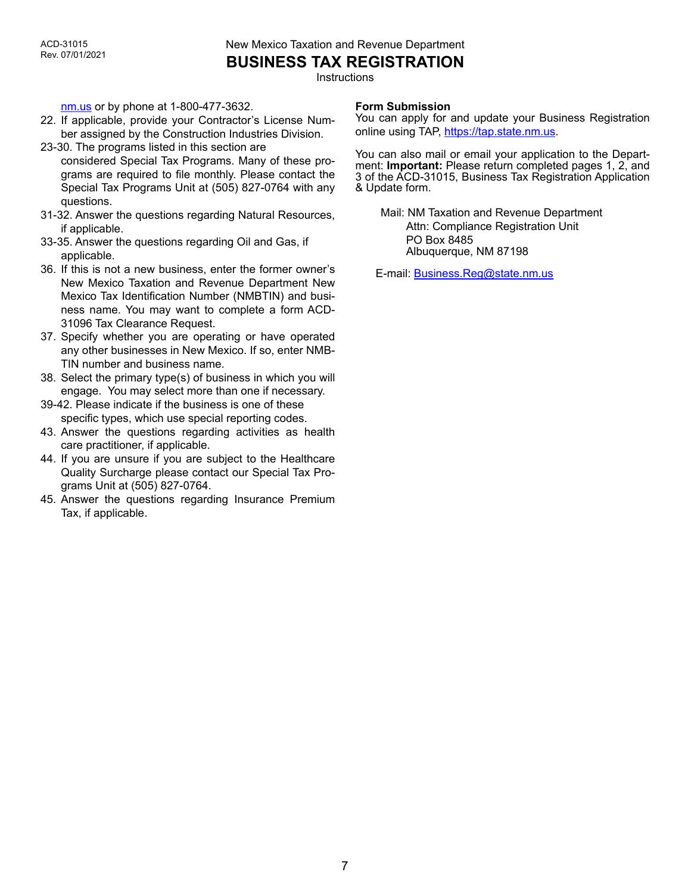nm.us or by phone at 1-800-477-3632.

22. If applicable, provide your Contractor's License Number assigned by the Construction Industries Division.

23-30. The programs listed in this section are considered Special Tax Programs. Many of these programs are required to file monthly. Please contact the Special Tax Programs Unit at (505) 827-0764 with any questions.

31-32. Answer the questions regarding Natural Resources, if applicable.

33-35. Answer the questions regarding Oil and Gas, if applicable.

36. If this is not a new business, enter the former owner's New Mexico Taxation and Revenue Department New Mexico Tax Identification Number (NMBTIN) and business name. You may want to complete a form ACD-31096 Tax Clearance Request.

37. Specify whether you are operating or have operated any other businesses in New Mexico. If so, enter NMBTIN number and business name.

38. Select the primary type(s) of business in which you will engage. You may select more than one if necessary.

39-42. Please indicate if the business is one of these specific types, which use special reporting codes.

43. Answer the questions regarding activities as health care practitioner, if applicable.

44. If you are unsure if you are subject to the Healthcare Quality Surcharge please contact our Special Tax Programs Unit at (505) 827-0764.

45. Answer the questions regarding Insurance Premium Tax, if applicable.

**Form Submission**

You can apply for and update your Business Registration online using TAP, https://tap.state.nm.us.

You can also mail or email your application to the Department: **Important:** Please return completed pages 1, 2, and 3 of the ACD-31015, Business Tax Registration Application & Update form.

Mail: NM Taxation and Revenue Department
Attn: Compliance Registration Unit
PO Box 8485
Albuquerque, NM 87198

E-mail: Business.Reg@state.nm.us